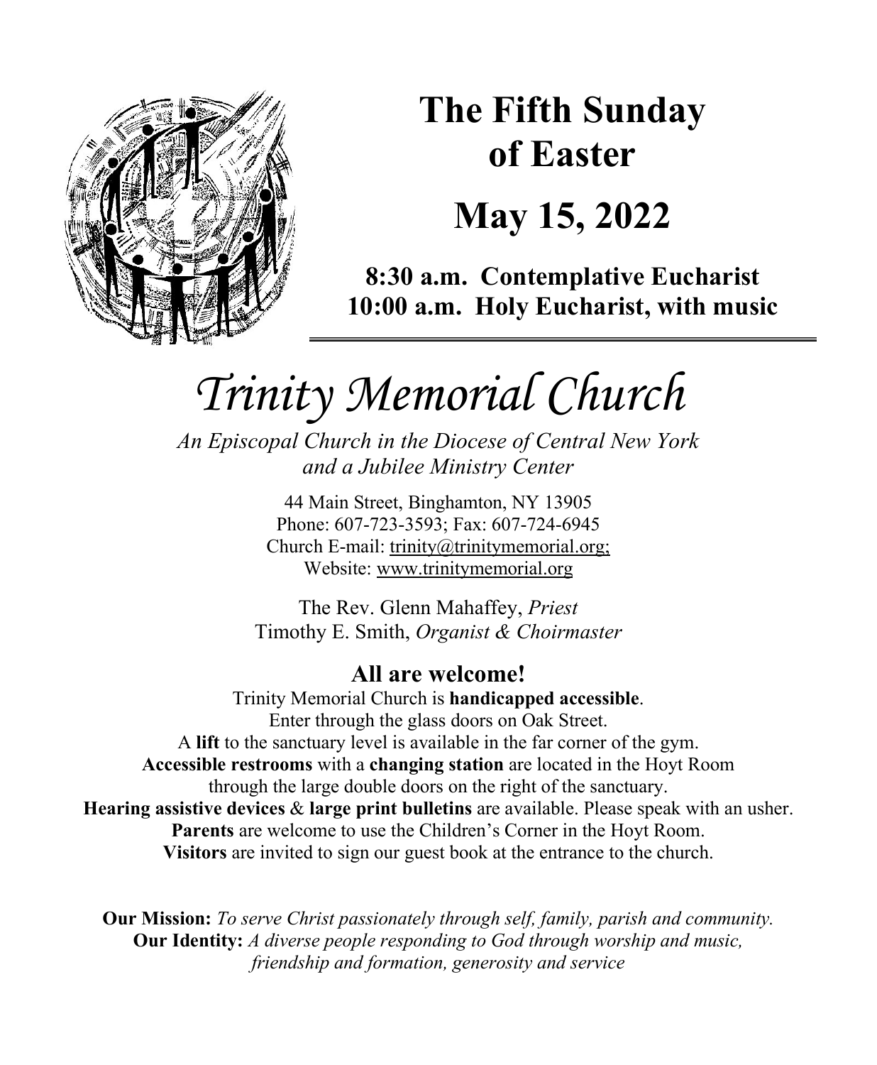# The Fifth Sunday of Easter

# May 15, 2022

**8:30 a.m. Contemplative Eucharist**
**10:00 a.m. Holy Eucharist, with music**

---

# *Trinity Memorial Church*

*An Episcopal Church in the Diocese of Central New York and a Jubilee Ministry Center*

44 Main Street, Binghamton, NY 13905
Phone: 607-723-3593; Fax: 607-724-6945
Church E-mail: trinity@trinitymemorial.org;
Website: www.trinitymemorial.org

The Rev. Glenn Mahaffey, *Priest*
Timothy E. Smith, *Organist & Choirmaster*

## All are welcome!

Trinity Memorial Church is **handicapped accessible**.
Enter through the glass doors on Oak Street.
A **lift** to the sanctuary level is available in the far corner of the gym.
**Accessible restrooms** with a **changing station** are located in the Hoyt Room through the large double doors on the right of the sanctuary.
**Hearing assistive devices** & **large print bulletins** are available. Please speak with an usher.
**Parents** are welcome to use the Children's Corner in the Hoyt Room.
**Visitors** are invited to sign our guest book at the entrance to the church.

**Our Mission:** *To serve Christ passionately through self, family, parish and community.*
**Our Identity:** *A diverse people responding to God through worship and music, friendship and formation, generosity and service*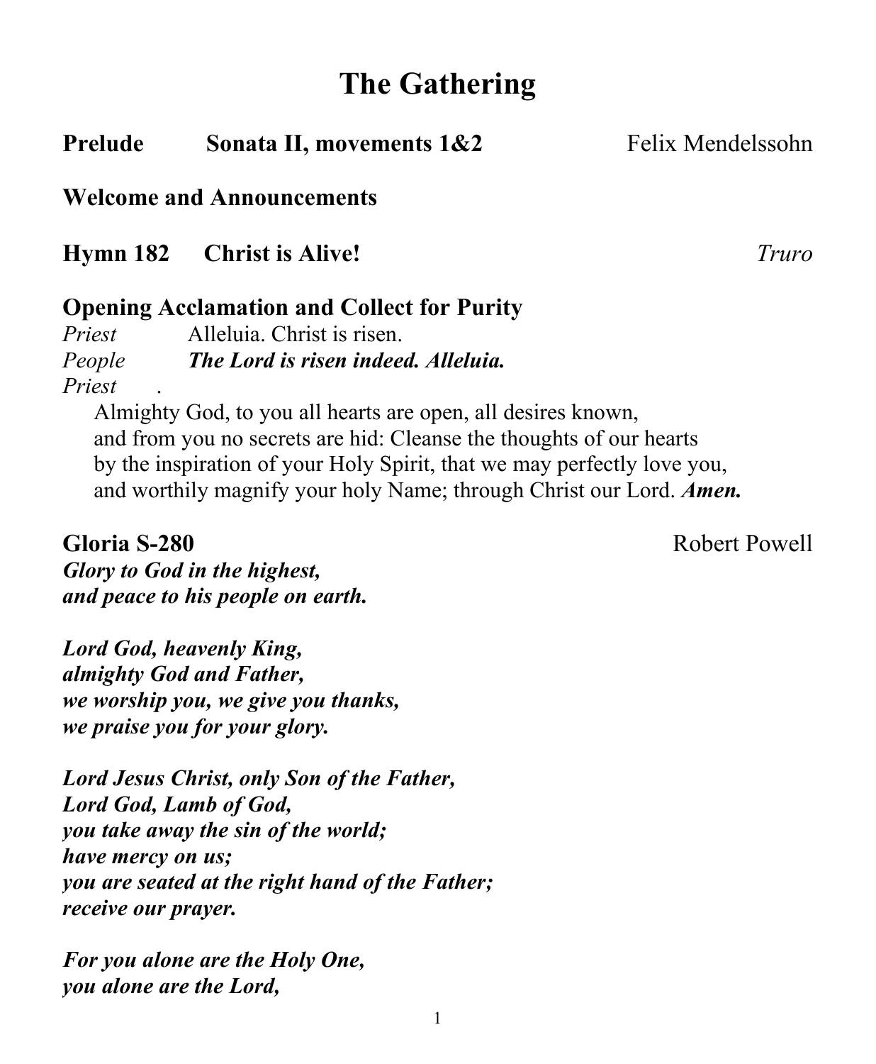# The Gathering

**Prelude** **Sonata II, movements 1&2** Felix Mendelssohn

**Welcome and Announcements**

**Hymn 182** **Christ is Alive!** *Truro*

**Opening Acclamation and Collect for Purity**

*Priest* Alleluia. Christ is risen.
*People* ***The Lord is risen indeed. Alleluia.***
*Priest* .

Almighty God, to you all hearts are open, all desires known,
and from you no secrets are hid: Cleanse the thoughts of our hearts
by the inspiration of your Holy Spirit, that we may perfectly love you,
and worthily magnify your holy Name; through Christ our Lord. ***Amen.***

**Gloria S-280** Robert Powell

***Glory to God in the highest,***
***and peace to his people on earth.***

***Lord God, heavenly King,***
***almighty God and Father,***
***we worship you, we give you thanks,***
***we praise you for your glory.***

***Lord Jesus Christ, only Son of the Father,***
***Lord God, Lamb of God,***
***you take away the sin of the world;***
***have mercy on us;***
***you are seated at the right hand of the Father;***
***receive our prayer.***

***For you alone are the Holy One,***
***you alone are the Lord,***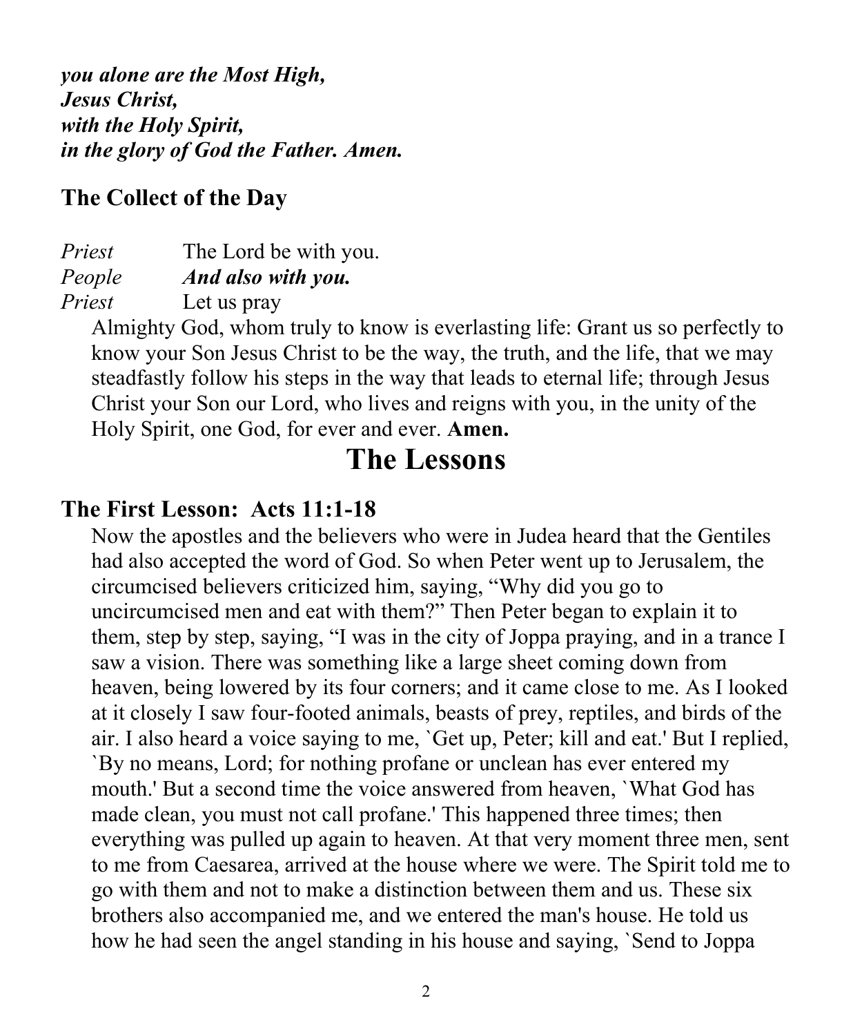***you alone are the Most High,***
***Jesus Christ,***
***with the Holy Spirit,***
***in the glory of God the Father. Amen.***

### The Collect of the Day

*Priest* The Lord be with you.
*People* ***And also with you.***
*Priest* Let us pray

Almighty God, whom truly to know is everlasting life: Grant us so perfectly to know your Son Jesus Christ to be the way, the truth, and the life, that we may steadfastly follow his steps in the way that leads to eternal life; through Jesus Christ your Son our Lord, who lives and reigns with you, in the unity of the Holy Spirit, one God, for ever and ever. **Amen.**

## The Lessons

### The First Lesson: Acts 11:1-18

Now the apostles and the believers who were in Judea heard that the Gentiles had also accepted the word of God. So when Peter went up to Jerusalem, the circumcised believers criticized him, saying, "Why did you go to uncircumcised men and eat with them?" Then Peter began to explain it to them, step by step, saying, "I was in the city of Joppa praying, and in a trance I saw a vision. There was something like a large sheet coming down from heaven, being lowered by its four corners; and it came close to me. As I looked at it closely I saw four-footed animals, beasts of prey, reptiles, and birds of the air. I also heard a voice saying to me, `Get up, Peter; kill and eat.' But I replied, `By no means, Lord; for nothing profane or unclean has ever entered my mouth.' But a second time the voice answered from heaven, `What God has made clean, you must not call profane.' This happened three times; then everything was pulled up again to heaven. At that very moment three men, sent to me from Caesarea, arrived at the house where we were. The Spirit told me to go with them and not to make a distinction between them and us. These six brothers also accompanied me, and we entered the man's house. He told us how he had seen the angel standing in his house and saying, `Send to Joppa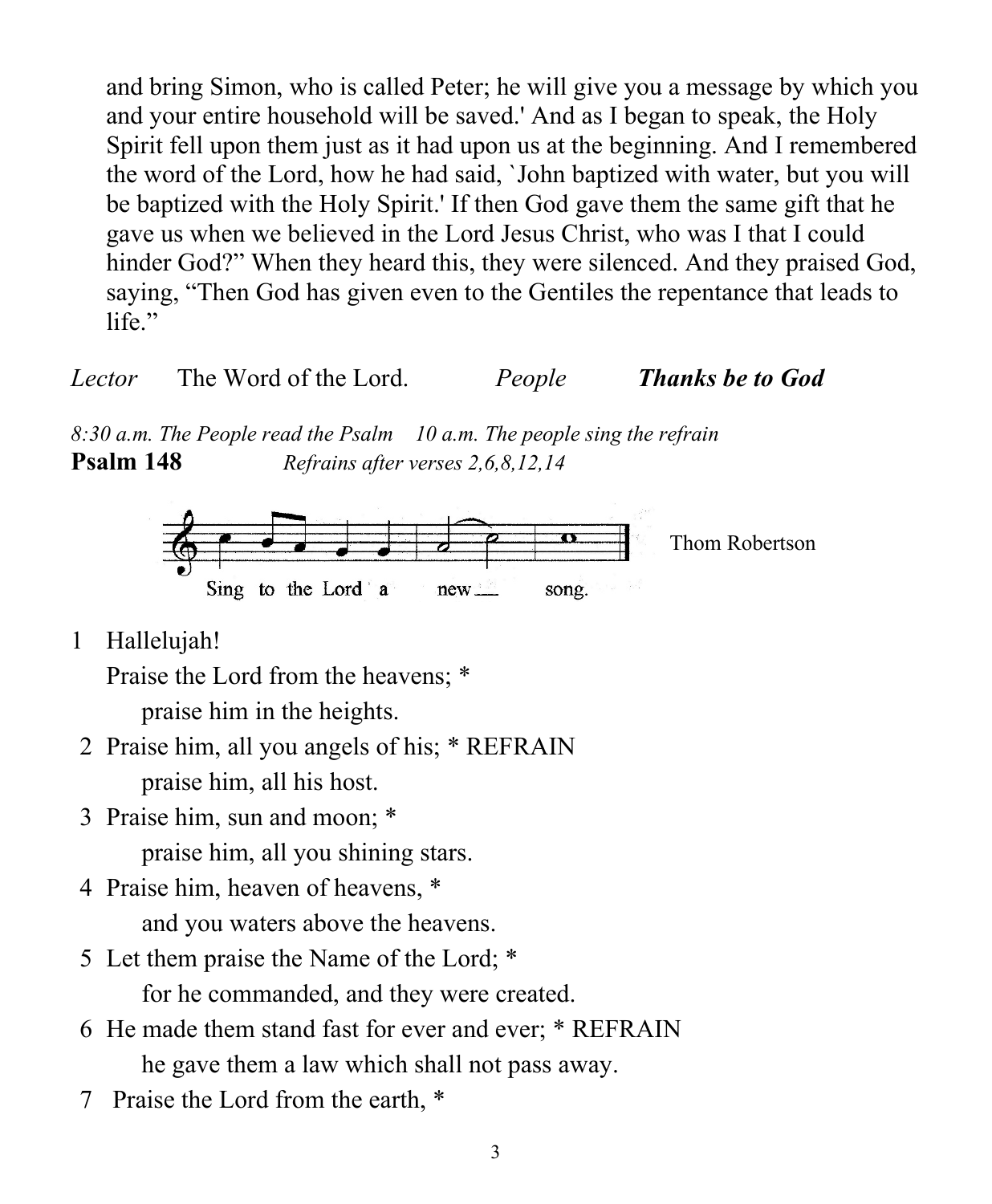and bring Simon, who is called Peter; he will give you a message by which you and your entire household will be saved.' And as I began to speak, the Holy Spirit fell upon them just as it had upon us at the beginning. And I remembered the word of the Lord, how he had said, `John baptized with water, but you will be baptized with the Holy Spirit.' If then God gave them the same gift that he gave us when we believed in the Lord Jesus Christ, who was I that I could hinder God?" When they heard this, they were silenced. And they praised God, saying, "Then God has given even to the Gentiles the repentance that leads to life."

*Lector* The Word of the Lord. *People* ***Thanks be to God***

*8:30 a.m. The People read the Psalm 10 a.m. The people sing the refrain*

**Psalm 148** *Refrains after verses 2,6,8,12,14*

Sing to the Lord a new song. Thom Robertson

1 Hallelujah!
Praise the Lord from the heavens; *
praise him in the heights.

2 Praise him, all you angels of his; * REFRAIN
praise him, all his host.

3 Praise him, sun and moon; *
praise him, all you shining stars.

4 Praise him, heaven of heavens, *
and you waters above the heavens.

5 Let them praise the Name of the Lord; *
for he commanded, and they were created.

6 He made them stand fast for ever and ever; * REFRAIN
he gave them a law which shall not pass away.

7 Praise the Lord from the earth, *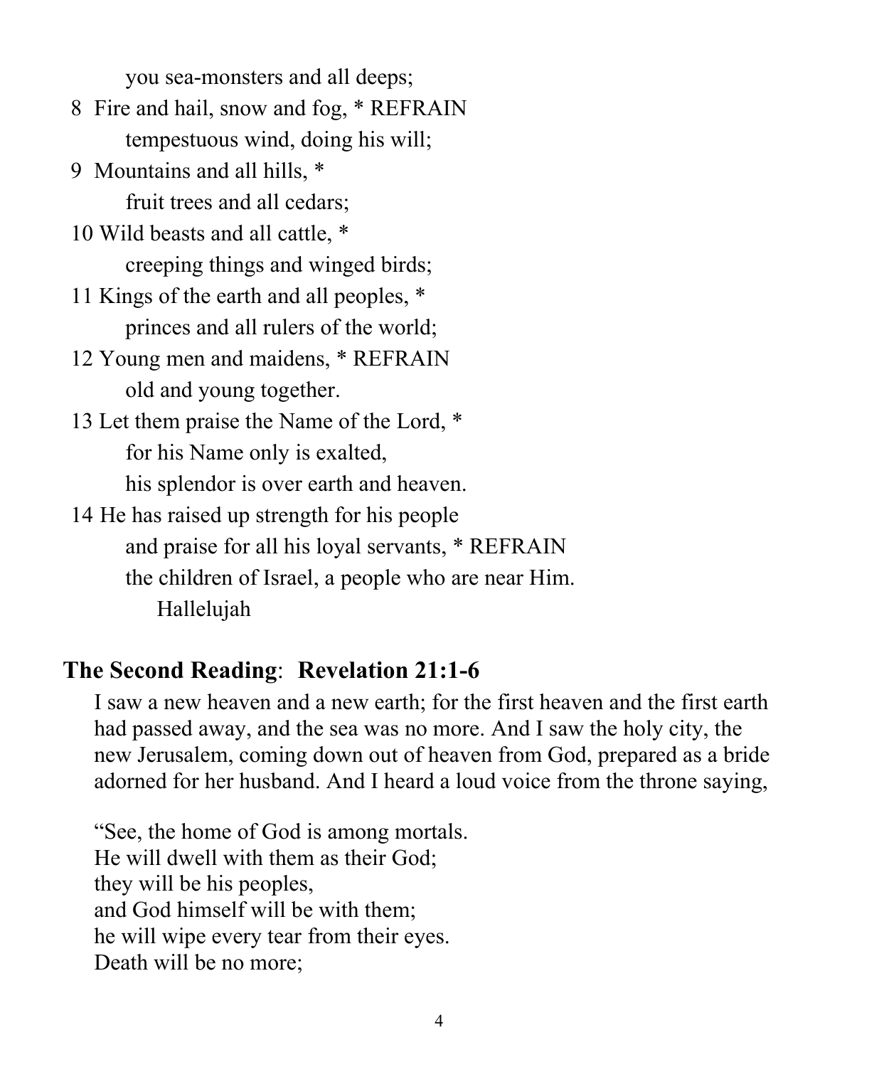you sea-monsters and all deeps;

8 Fire and hail, snow and fog, * REFRAIN
tempestuous wind, doing his will;

9 Mountains and all hills, *
fruit trees and all cedars;

10 Wild beasts and all cattle, *
creeping things and winged birds;

11 Kings of the earth and all peoples, *
princes and all rulers of the world;

12 Young men and maidens, * REFRAIN
old and young together.

13 Let them praise the Name of the Lord, *
for his Name only is exalted,
his splendor is over earth and heaven.

14 He has raised up strength for his people
and praise for all his loyal servants, * REFRAIN
the children of Israel, a people who are near Him.
Hallelujah

## **The Second Reading**: **Revelation 21:1-6**

I saw a new heaven and a new earth; for the first heaven and the first earth had passed away, and the sea was no more. And I saw the holy city, the new Jerusalem, coming down out of heaven from God, prepared as a bride adorned for her husband. And I heard a loud voice from the throne saying,

"See, the home of God is among mortals.
He will dwell with them as their God;
they will be his peoples,
and God himself will be with them;
he will wipe every tear from their eyes.
Death will be no more;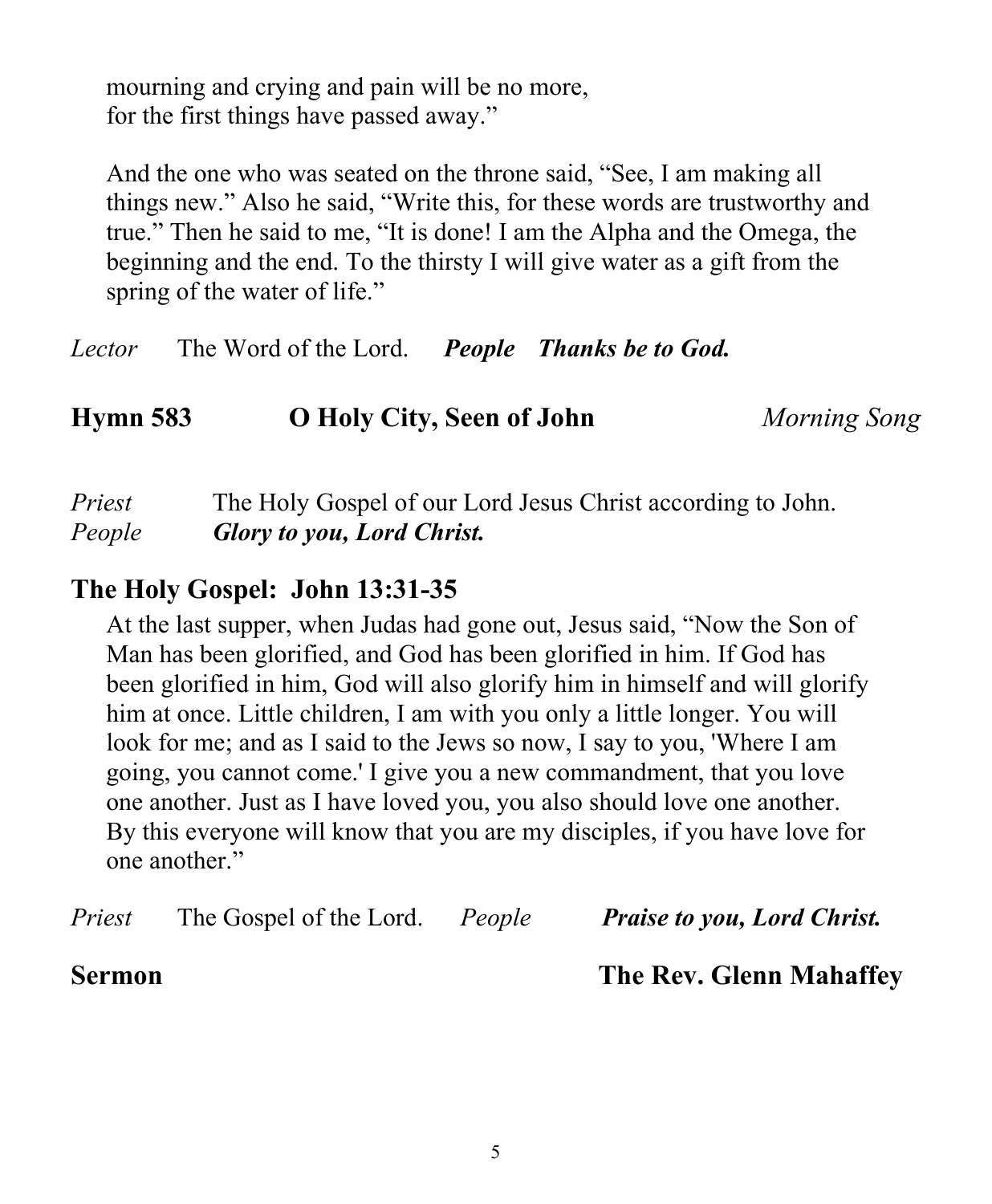mourning and crying and pain will be no more,
for the first things have passed away."

And the one who was seated on the throne said, "See, I am making all things new." Also he said, "Write this, for these words are trustworthy and true." Then he said to me, "It is done! I am the Alpha and the Omega, the beginning and the end. To the thirsty I will give water as a gift from the spring of the water of life."

*Lector* The Word of the Lord. ***People Thanks be to God.***

**Hymn 583** **O Holy City, Seen of John** *Morning Song*

*Priest* The Holy Gospel of our Lord Jesus Christ according to John.
*People* ***Glory to you, Lord Christ.***

## The Holy Gospel: John 13:31-35

At the last supper, when Judas had gone out, Jesus said, "Now the Son of Man has been glorified, and God has been glorified in him. If God has been glorified in him, God will also glorify him in himself and will glorify him at once. Little children, I am with you only a little longer. You will look for me; and as I said to the Jews so now, I say to you, 'Where I am going, you cannot come.' I give you a new commandment, that you love one another. Just as I have loved you, you also should love one another. By this everyone will know that you are my disciples, if you have love for one another."

*Priest* The Gospel of the Lord. *People* ***Praise to you, Lord Christ.***

**Sermon** **The Rev. Glenn Mahaffey**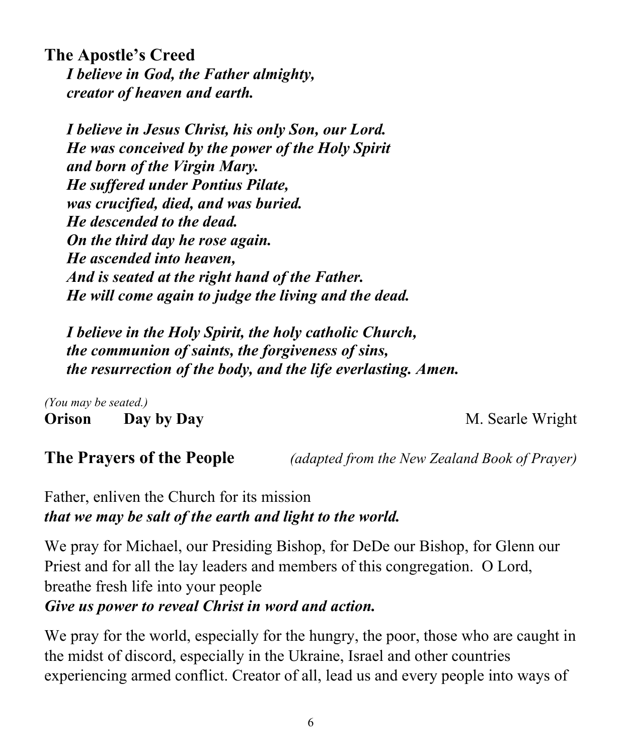## The Apostle's Creed

***I believe in God, the Father almighty,***
***creator of heaven and earth.***

***I believe in Jesus Christ, his only Son, our Lord.***
***He was conceived by the power of the Holy Spirit***
***and born of the Virgin Mary.***
***He suffered under Pontius Pilate,***
***was crucified, died, and was buried.***
***He descended to the dead.***
***On the third day he rose again.***
***He ascended into heaven,***
***And is seated at the right hand of the Father.***
***He will come again to judge the living and the dead.***

***I believe in the Holy Spirit, the holy catholic Church,***
***the communion of saints, the forgiveness of sins,***
***the resurrection of the body, and the life everlasting. Amen.***

*(You may be seated.)*

**Orison Day by Day** M. Searle Wright

## The Prayers of the People *(adapted from the New Zealand Book of Prayer)*

Father, enliven the Church for its mission
***that we may be salt of the earth and light to the world.***

We pray for Michael, our Presiding Bishop, for DeDe our Bishop, for Glenn our Priest and for all the lay leaders and members of this congregation. O Lord, breathe fresh life into your people
***Give us power to reveal Christ in word and action.***

We pray for the world, especially for the hungry, the poor, those who are caught in the midst of discord, especially in the Ukraine, Israel and other countries experiencing armed conflict. Creator of all, lead us and every people into ways of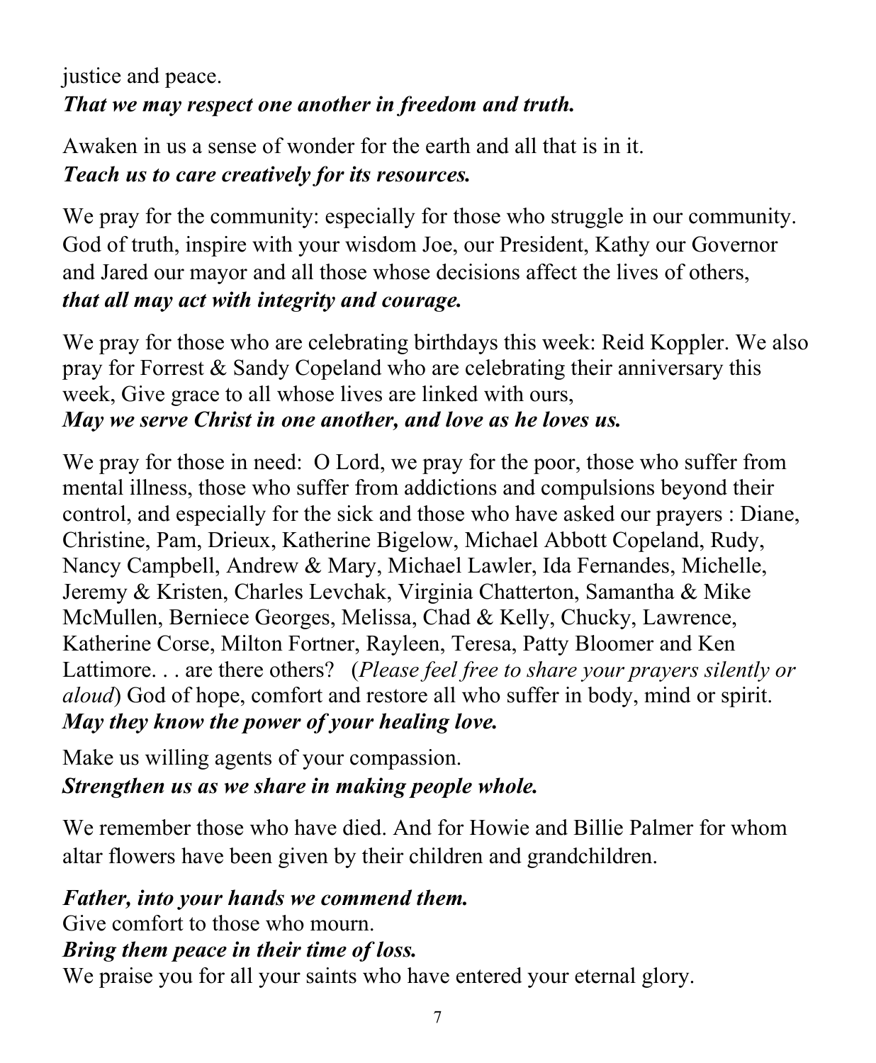justice and peace.
***That we may respect one another in freedom and truth.***

Awaken in us a sense of wonder for the earth and all that is in it.
***Teach us to care creatively for its resources.***

We pray for the community: especially for those who struggle in our community. God of truth, inspire with your wisdom Joe, our President, Kathy our Governor and Jared our mayor and all those whose decisions affect the lives of others,
***that all may act with integrity and courage.***

We pray for those who are celebrating birthdays this week: Reid Koppler. We also pray for Forrest & Sandy Copeland who are celebrating their anniversary this week, Give grace to all whose lives are linked with ours,
***May we serve Christ in one another, and love as he loves us.***

We pray for those in need: O Lord, we pray for the poor, those who suffer from mental illness, those who suffer from addictions and compulsions beyond their control, and especially for the sick and those who have asked our prayers : Diane, Christine, Pam, Drieux, Katherine Bigelow, Michael Abbott Copeland, Rudy, Nancy Campbell, Andrew & Mary, Michael Lawler, Ida Fernandes, Michelle, Jeremy & Kristen, Charles Levchak, Virginia Chatterton, Samantha & Mike McMullen, Berniece Georges, Melissa, Chad & Kelly, Chucky, Lawrence, Katherine Corse, Milton Fortner, Rayleen, Teresa, Patty Bloomer and Ken Lattimore. . . are there others? (*Please feel free to share your prayers silently or aloud*) God of hope, comfort and restore all who suffer in body, mind or spirit.
***May they know the power of your healing love.***

Make us willing agents of your compassion.
***Strengthen us as we share in making people whole.***

We remember those who have died. And for Howie and Billie Palmer for whom altar flowers have been given by their children and grandchildren.

***Father, into your hands we commend them.***
Give comfort to those who mourn.
***Bring them peace in their time of loss.***
We praise you for all your saints who have entered your eternal glory.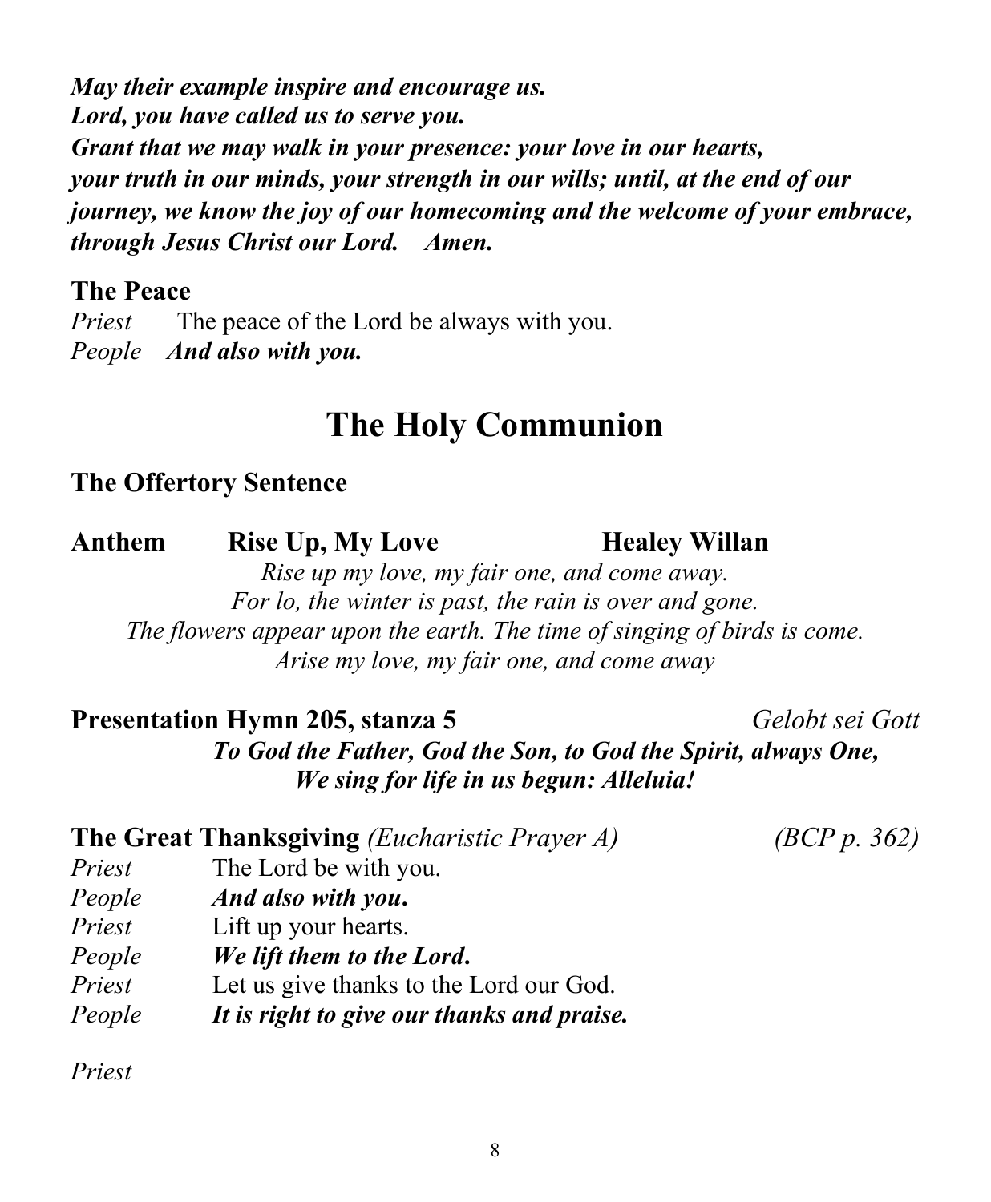***May their example inspire and encourage us.***
***Lord, you have called us to serve you.***
***Grant that we may walk in your presence: your love in our hearts,***
***your truth in our minds, your strength in our wills; until, at the end of our journey, we know the joy of our homecoming and the welcome of your embrace, through Jesus Christ our Lord.  Amen.***

**The Peace**

*Priest* The peace of the Lord be always with you.
*People* ***And also with you.***

# The Holy Communion

**The Offertory Sentence**

**Anthem  Rise Up, My Love  Healey Willan**

*Rise up my love, my fair one, and come away.*
*For lo, the winter is past, the rain is over and gone.*
*The flowers appear upon the earth. The time of singing of birds is come.*
*Arise my love, my fair one, and come away*

**Presentation Hymn 205, stanza 5** *Gelobt sei Gott*

***To God the Father, God the Son, to God the Spirit, always One,***
***We sing for life in us begun: Alleluia!***

**The Great Thanksgiving** *(Eucharistic Prayer A)* *(BCP p. 362)*

*Priest* The Lord be with you.
*People* ***And also with you.***
*Priest* Lift up your hearts.
*People* ***We lift them to the Lord.***
*Priest* Let us give thanks to the Lord our God.
*People* ***It is right to give our thanks and praise.***

*Priest*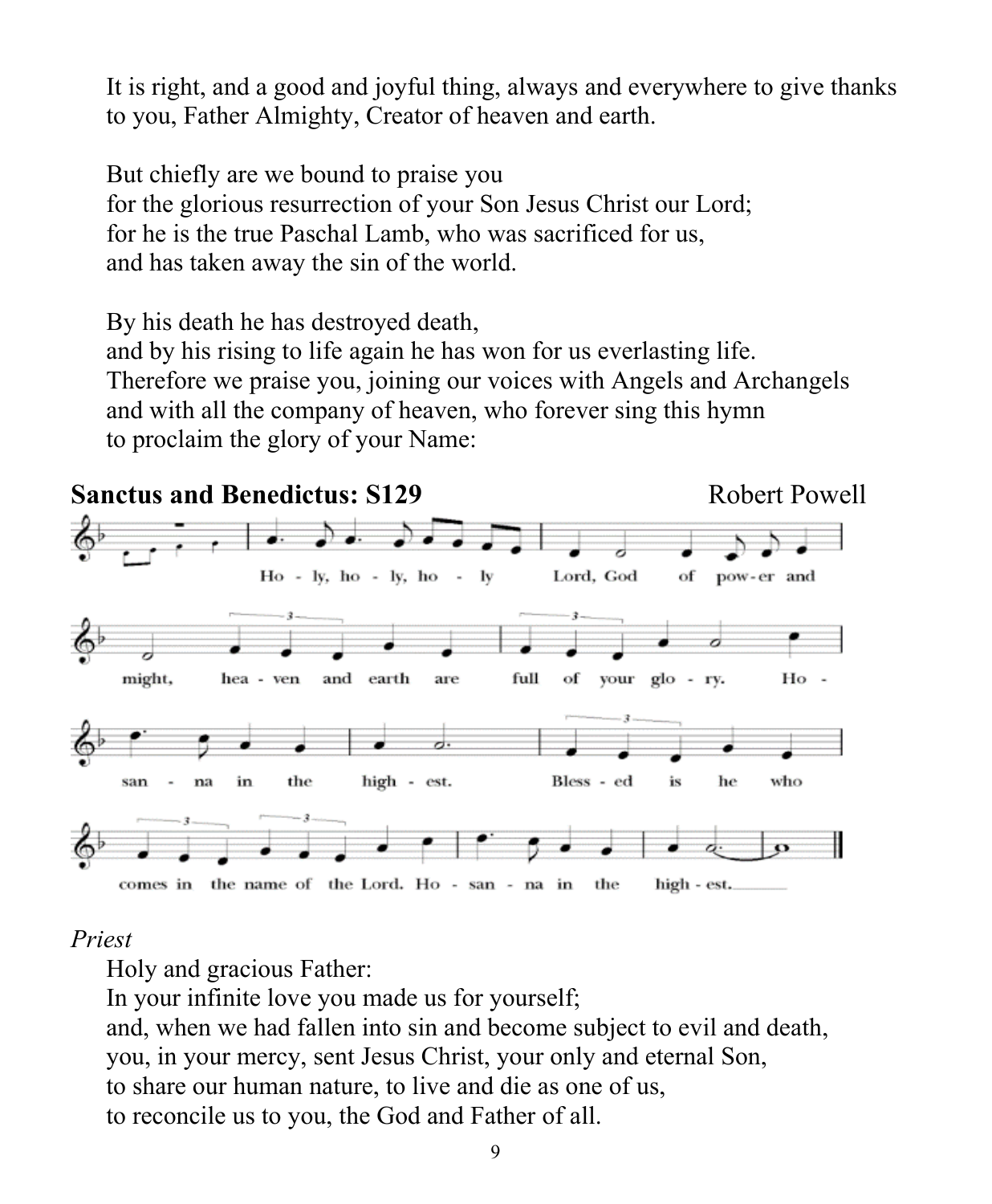It is right, and a good and joyful thing, always and everywhere to give thanks to you, Father Almighty, Creator of heaven and earth.

But chiefly are we bound to praise you
for the glorious resurrection of your Son Jesus Christ our Lord;
for he is the true Paschal Lamb, who was sacrificed for us,
and has taken away the sin of the world.

By his death he has destroyed death,
and by his rising to life again he has won for us everlasting life.
Therefore we praise you, joining our voices with Angels and Archangels
and with all the company of heaven, who forever sing this hymn
to proclaim the glory of your Name:

**Sanctus and Benedictus: S129** Robert Powell

Holy, holy, holy Lord, God of power and might, heaven and earth are full of your glory. Hosanna in the highest. Blessed is he who comes in the name of the Lord. Hosanna in the highest.

*Priest*

Holy and gracious Father:
In your infinite love you made us for yourself;
and, when we had fallen into sin and become subject to evil and death,
you, in your mercy, sent Jesus Christ, your only and eternal Son,
to share our human nature, to live and die as one of us,
to reconcile us to you, the God and Father of all.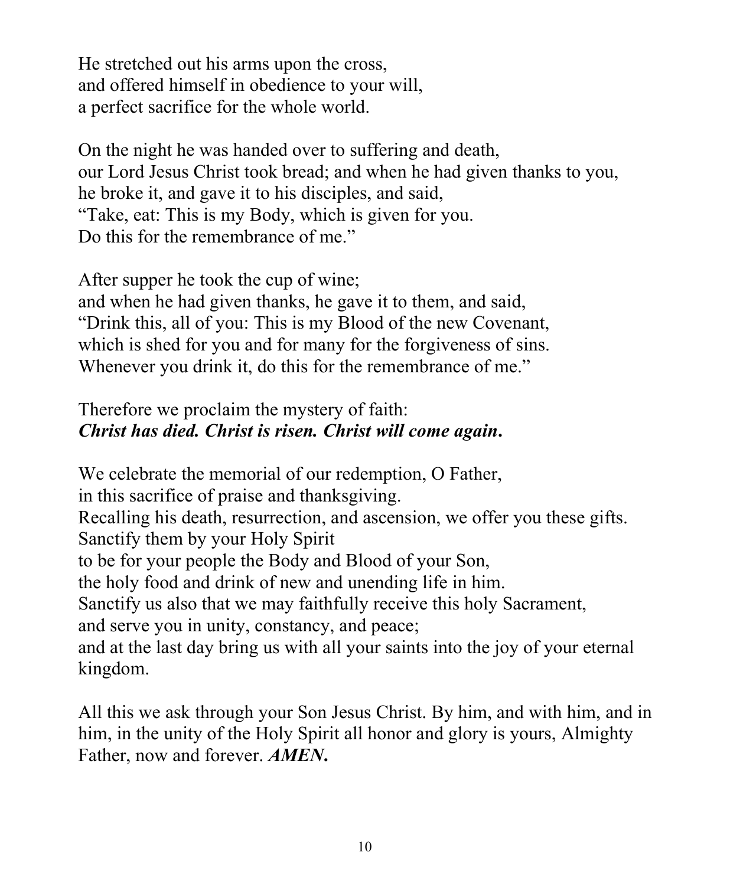He stretched out his arms upon the cross,
and offered himself in obedience to your will,
a perfect sacrifice for the whole world.

On the night he was handed over to suffering and death,
our Lord Jesus Christ took bread; and when he had given thanks to you,
he broke it, and gave it to his disciples, and said,
"Take, eat: This is my Body, which is given for you.
Do this for the remembrance of me."

After supper he took the cup of wine;
and when he had given thanks, he gave it to them, and said,
"Drink this, all of you: This is my Blood of the new Covenant,
which is shed for you and for many for the forgiveness of sins.
Whenever you drink it, do this for the remembrance of me."

Therefore we proclaim the mystery of faith:
***Christ has died. Christ is risen. Christ will come again.***

We celebrate the memorial of our redemption, O Father,
in this sacrifice of praise and thanksgiving.
Recalling his death, resurrection, and ascension, we offer you these gifts.
Sanctify them by your Holy Spirit
to be for your people the Body and Blood of your Son,
the holy food and drink of new and unending life in him.
Sanctify us also that we may faithfully receive this holy Sacrament,
and serve you in unity, constancy, and peace;
and at the last day bring us with all your saints into the joy of your eternal kingdom.

All this we ask through your Son Jesus Christ. By him, and with him, and in him, in the unity of the Holy Spirit all honor and glory is yours, Almighty Father, now and forever. ***AMEN.***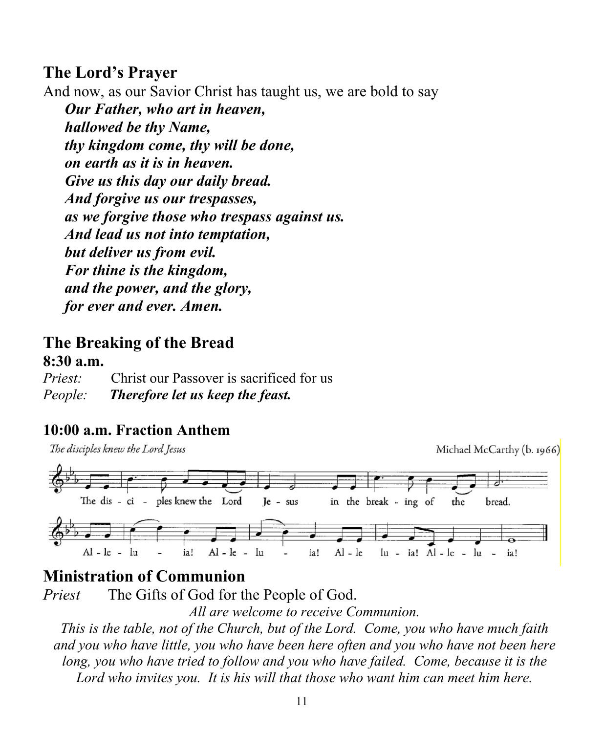## The Lord's Prayer

And now, as our Savior Christ has taught us, we are bold to say

***Our Father, who art in heaven,***
***hallowed be thy Name,***
***thy kingdom come, thy will be done,***
***on earth as it is in heaven.***
***Give us this day our daily bread.***
***And forgive us our trespasses,***
***as we forgive those who trespass against us.***
***And lead us not into temptation,***
***but deliver us from evil.***
***For thine is the kingdom,***
***and the power, and the glory,***
***for ever and ever. Amen.***

## The Breaking of the Bread

### 8:30 a.m.

*Priest:* Christ our Passover is sacrificed for us
*People:* ***Therefore let us keep the feast.***

### 10:00 a.m. Fraction Anthem

*The disciples knew the Lord Jesus* — Michael McCarthy (b. 1966)

The dis - ci - ples knew the Lord Je - sus in the break - ing of the bread.
Al - le - lu - ia! Al - le - lu - ia! Al - le lu - ia! Al - le - lu - ia!

## Ministration of Communion

*Priest* The Gifts of God for the People of God.

*All are welcome to receive Communion.*
*This is the table, not of the Church, but of the Lord. Come, you who have much faith and you who have little, you who have been here often and you who have not been here long, you who have tried to follow and you who have failed. Come, because it is the Lord who invites you. It is his will that those who want him can meet him here.*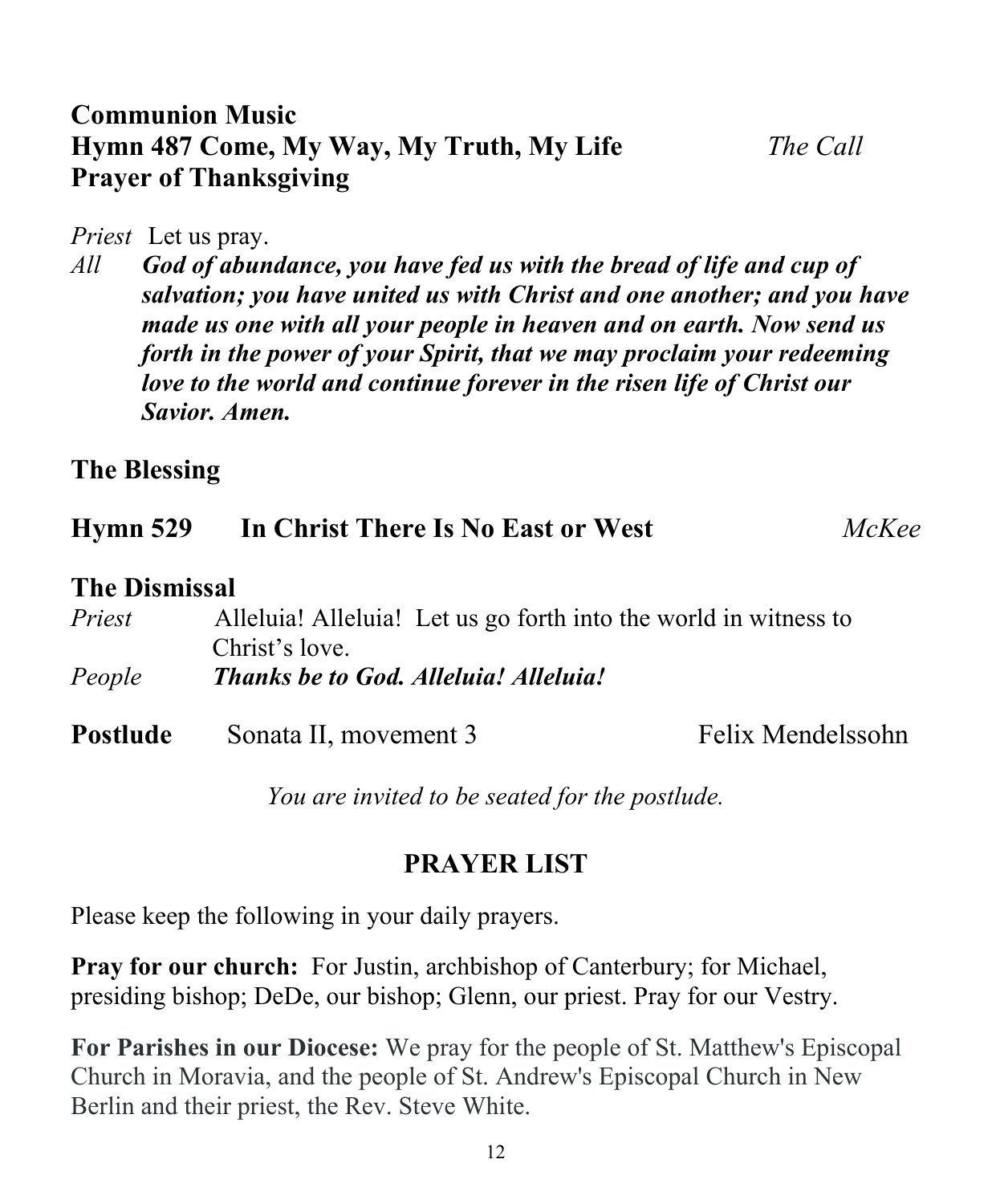**Communion Music**

**Hymn 487 Come, My Way, My Truth, My Life** *The Call*

**Prayer of Thanksgiving**

*Priest* Let us pray.

*All* ***God of abundance, you have fed us with the bread of life and cup of salvation; you have united us with Christ and one another; and you have made us one with all your people in heaven and on earth. Now send us forth in the power of your Spirit, that we may proclaim your redeeming love to the world and continue forever in the risen life of Christ our Savior. Amen.***

**The Blessing**

**Hymn 529 In Christ There Is No East or West** *McKee*

**The Dismissal**

*Priest* Alleluia! Alleluia! Let us go forth into the world in witness to Christ's love.

*People* ***Thanks be to God. Alleluia! Alleluia!***

**Postlude** Sonata II, movement 3 Felix Mendelssohn

*You are invited to be seated for the postlude.*

## PRAYER LIST

Please keep the following in your daily prayers.

**Pray for our church:** For Justin, archbishop of Canterbury; for Michael, presiding bishop; DeDe, our bishop; Glenn, our priest. Pray for our Vestry.

**For Parishes in our Diocese:** We pray for the people of St. Matthew's Episcopal Church in Moravia, and the people of St. Andrew's Episcopal Church in New Berlin and their priest, the Rev. Steve White.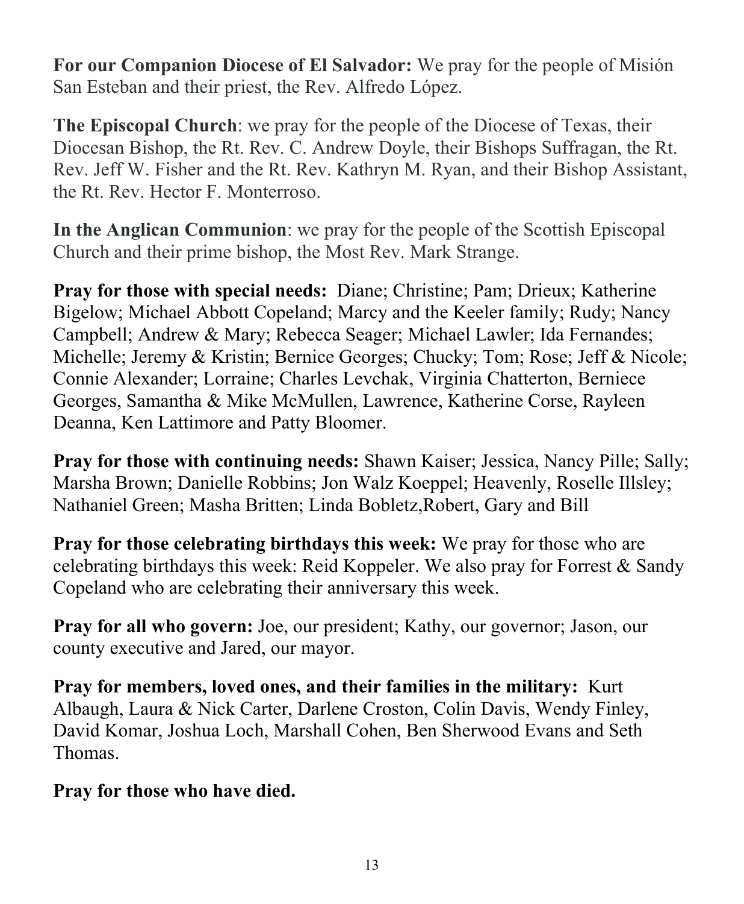**For our Companion Diocese of El Salvador:** We pray for the people of Misión San Esteban and their priest, the Rev. Alfredo López.

**The Episcopal Church**: we pray for the people of the Diocese of Texas, their Diocesan Bishop, the Rt. Rev. C. Andrew Doyle, their Bishops Suffragan, the Rt. Rev. Jeff W. Fisher and the Rt. Rev. Kathryn M. Ryan, and their Bishop Assistant, the Rt. Rev. Hector F. Monterroso.

**In the Anglican Communion**: we pray for the people of the Scottish Episcopal Church and their prime bishop, the Most Rev. Mark Strange.

**Pray for those with special needs:** Diane; Christine; Pam; Drieux; Katherine Bigelow; Michael Abbott Copeland; Marcy and the Keeler family; Rudy; Nancy Campbell; Andrew & Mary; Rebecca Seager; Michael Lawler; Ida Fernandes; Michelle; Jeremy & Kristin; Bernice Georges; Chucky; Tom; Rose; Jeff & Nicole; Connie Alexander; Lorraine; Charles Levchak, Virginia Chatterton, Berniece Georges, Samantha & Mike McMullen, Lawrence, Katherine Corse, Rayleen Deanna, Ken Lattimore and Patty Bloomer.

**Pray for those with continuing needs:** Shawn Kaiser; Jessica, Nancy Pille; Sally; Marsha Brown; Danielle Robbins; Jon Walz Koeppel; Heavenly, Roselle Illsley; Nathaniel Green; Masha Britten; Linda Bobletz,Robert, Gary and Bill

**Pray for those celebrating birthdays this week:** We pray for those who are celebrating birthdays this week: Reid Koppeler. We also pray for Forrest & Sandy Copeland who are celebrating their anniversary this week.

**Pray for all who govern:** Joe, our president; Kathy, our governor; Jason, our county executive and Jared, our mayor.

**Pray for members, loved ones, and their families in the military:** Kurt Albaugh, Laura & Nick Carter, Darlene Croston, Colin Davis, Wendy Finley, David Komar, Joshua Loch, Marshall Cohen, Ben Sherwood Evans and Seth Thomas.

**Pray for those who have died.**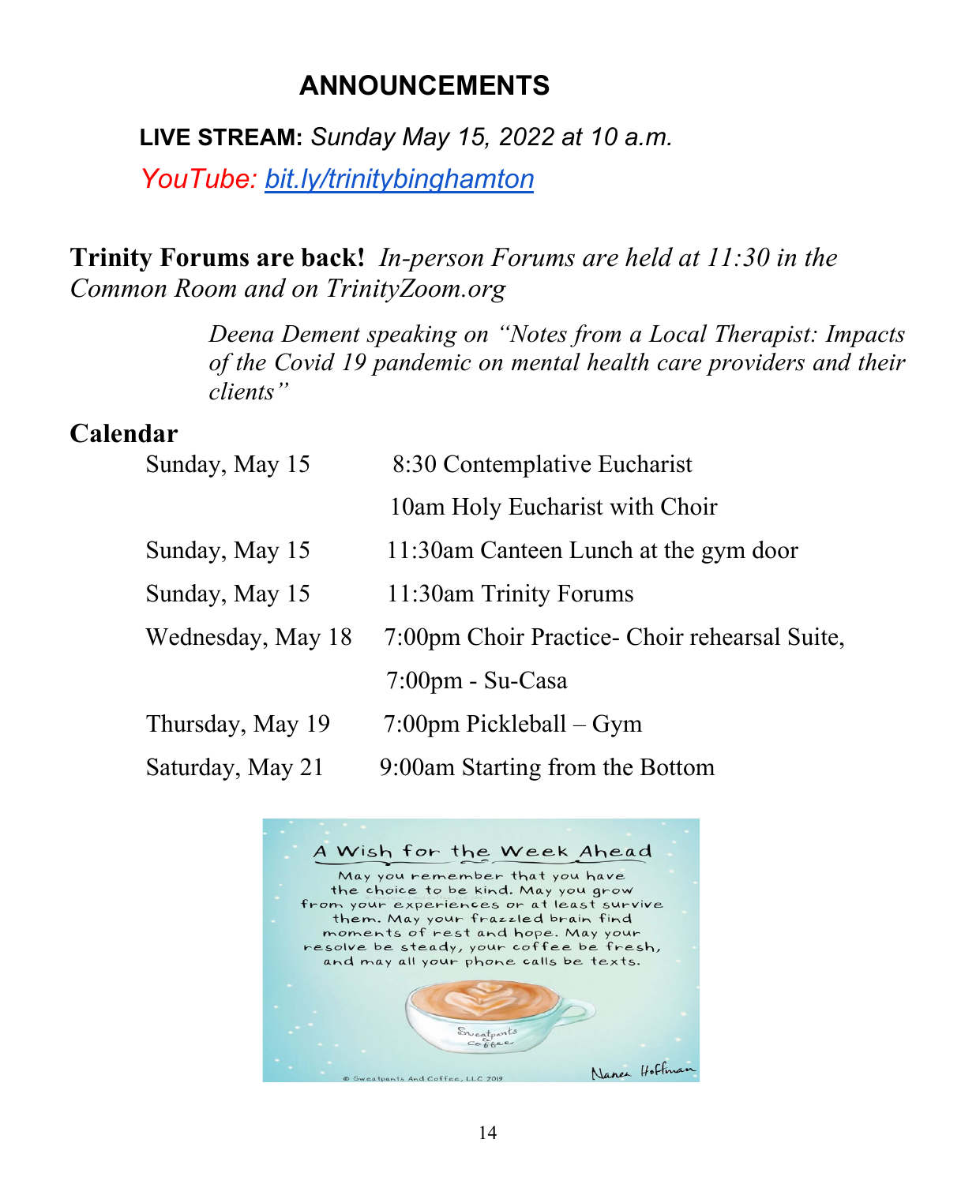# ANNOUNCEMENTS

**LIVE STREAM:** *Sunday May 15, 2022 at 10 a.m.*

*YouTube: [bit.ly/trinitybinghamton](bit.ly/trinitybinghamton)*

**Trinity Forums are back!** *In-person Forums are held at 11:30 in the Common Room and on TrinityZoom.org*

*Deena Dement speaking on "Notes from a Local Therapist: Impacts of the Covid 19 pandemic on mental health care providers and their clients"*

## Calendar

| | |
|---|---|
| Sunday, May 15 | 8:30 Contemplative Eucharist |
| | 10am Holy Eucharist with Choir |
| Sunday, May 15 | 11:30am Canteen Lunch at the gym door |
| Sunday, May 15 | 11:30am Trinity Forums |
| Wednesday, May 18 | 7:00pm Choir Practice- Choir rehearsal Suite, |
| | 7:00pm - Su-Casa |
| Thursday, May 19 | 7:00pm Pickleball – Gym |
| Saturday, May 21 | 9:00am Starting from the Bottom |

A Wish for the Week Ahead

May you remember that you have the choice to be kind. May you grow from your experiences or at least survive them. May your frazzled brain find moments of rest and hope. May your resolve be steady, your coffee be fresh, and may all your phone calls be texts.

© Sweatpants And Coffee, LLC 2019

Nancy Hoffman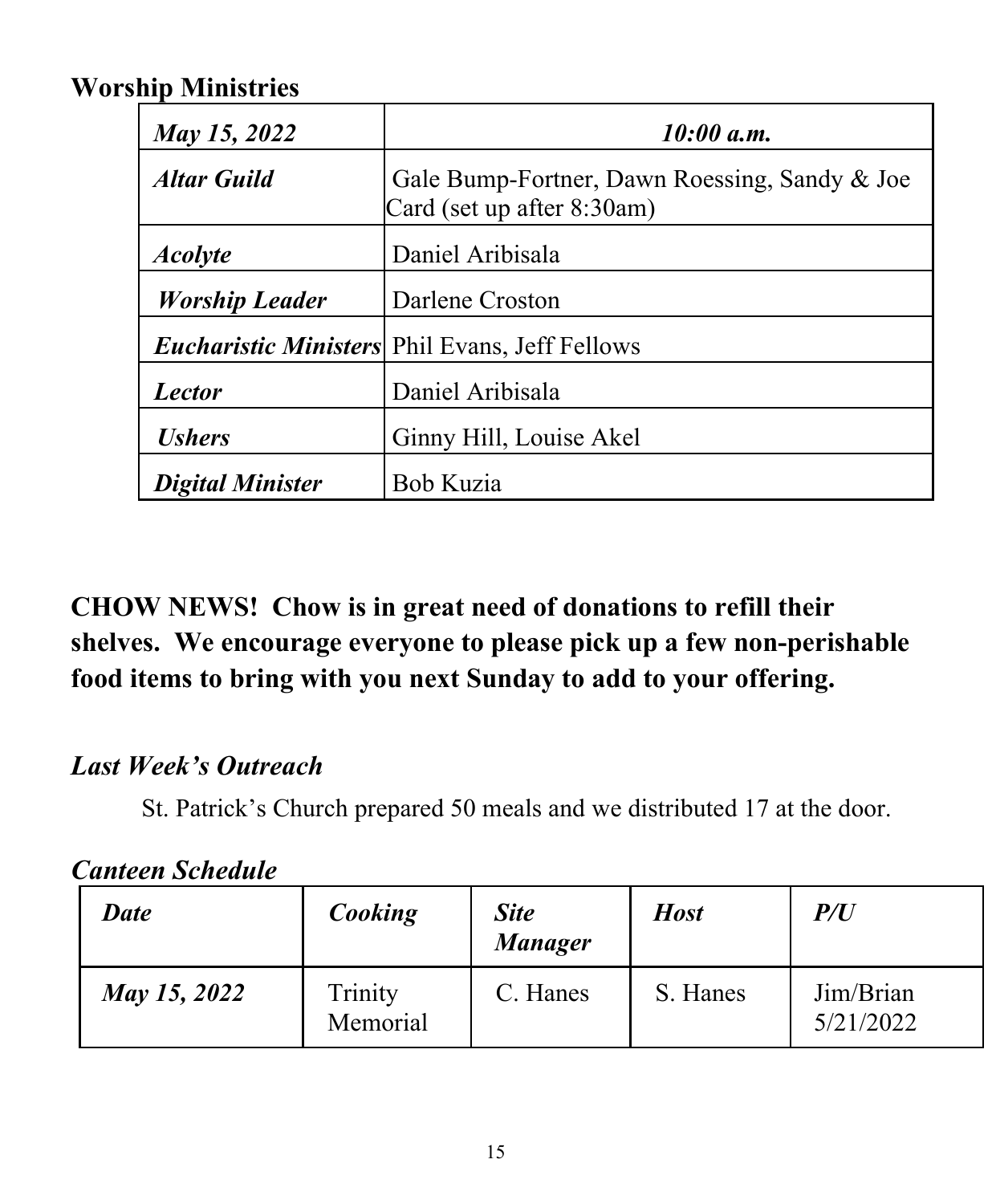## Worship Ministries

| ***May 15, 2022*** | ***10:00 a.m.*** |
|---|---|
| ***Altar Guild*** | Gale Bump-Fortner, Dawn Roessing, Sandy & Joe Card (set up after 8:30am) |
| ***Acolyte*** | Daniel Aribisala |
| ***Worship Leader*** | Darlene Croston |
| ***Eucharistic Ministers*** | Phil Evans, Jeff Fellows |
| ***Lector*** | Daniel Aribisala |
| ***Ushers*** | Ginny Hill, Louise Akel |
| ***Digital Minister*** | Bob Kuzia |

**CHOW NEWS! Chow is in great need of donations to refill their shelves. We encourage everyone to please pick up a few non-perishable food items to bring with you next Sunday to add to your offering.**

### *Last Week's Outreach*

St. Patrick's Church prepared 50 meals and we distributed 17 at the door.

### *Canteen Schedule*

| ***Date*** | ***Cooking*** | ***Site Manager*** | ***Host*** | ***P/U*** |
|---|---|---|---|---|
| ***May 15, 2022*** | Trinity Memorial | C. Hanes | S. Hanes | Jim/Brian 5/21/2022 |